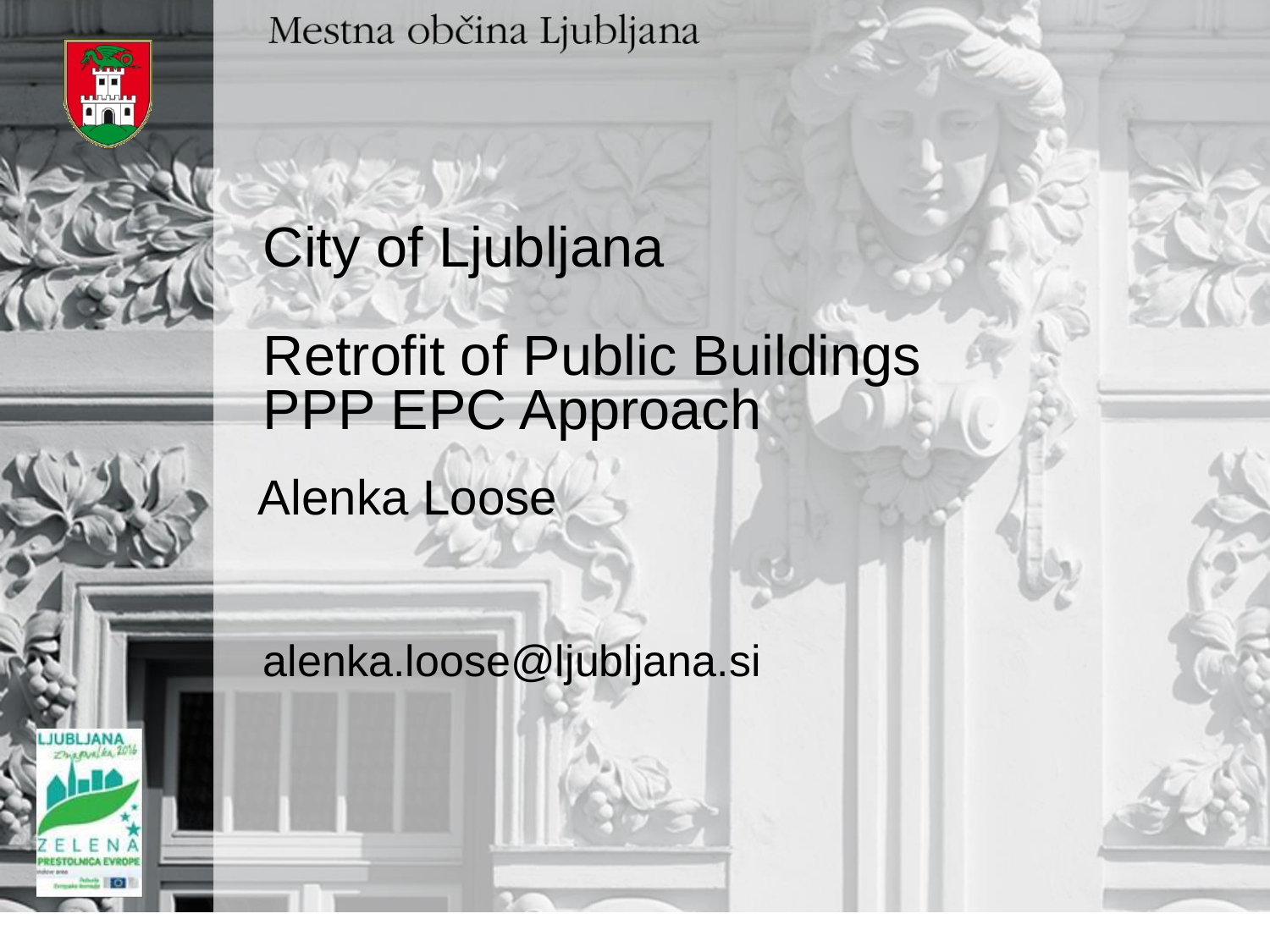Mestna občina Ljubljana

# City of Ljubljana

## Retrofit of Public Buildings PPP EPC Approach

Alenka Loose

alenka.loose@ljubljana.si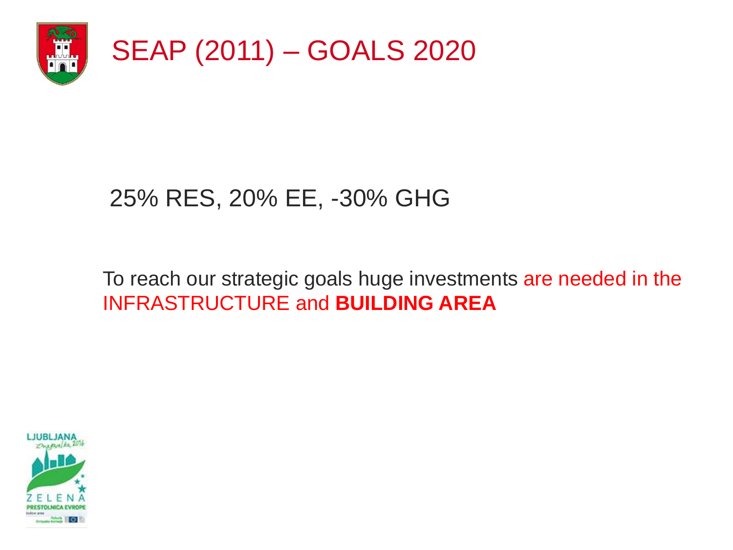# SEAP (2011) – GOALS 2020

25% RES, 20% EE, -30% GHG

To reach our strategic goals huge investments are needed in the INFRASTRUCTURE and **BUILDING AREA**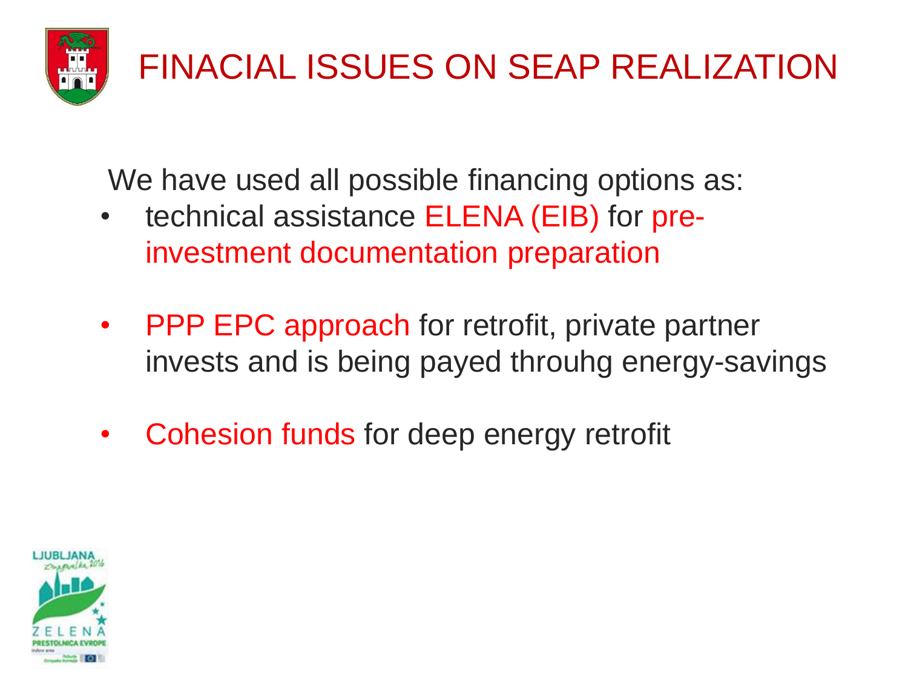# FINACIAL ISSUES ON SEAP REALIZATION

We have used all possible financing options as:

- technical assistance ELENA (EIB) for pre-investment documentation preparation
- PPP EPC approach for retrofit, private partner invests and is being payed throuhg energy-savings
- Cohesion funds for deep energy retrofit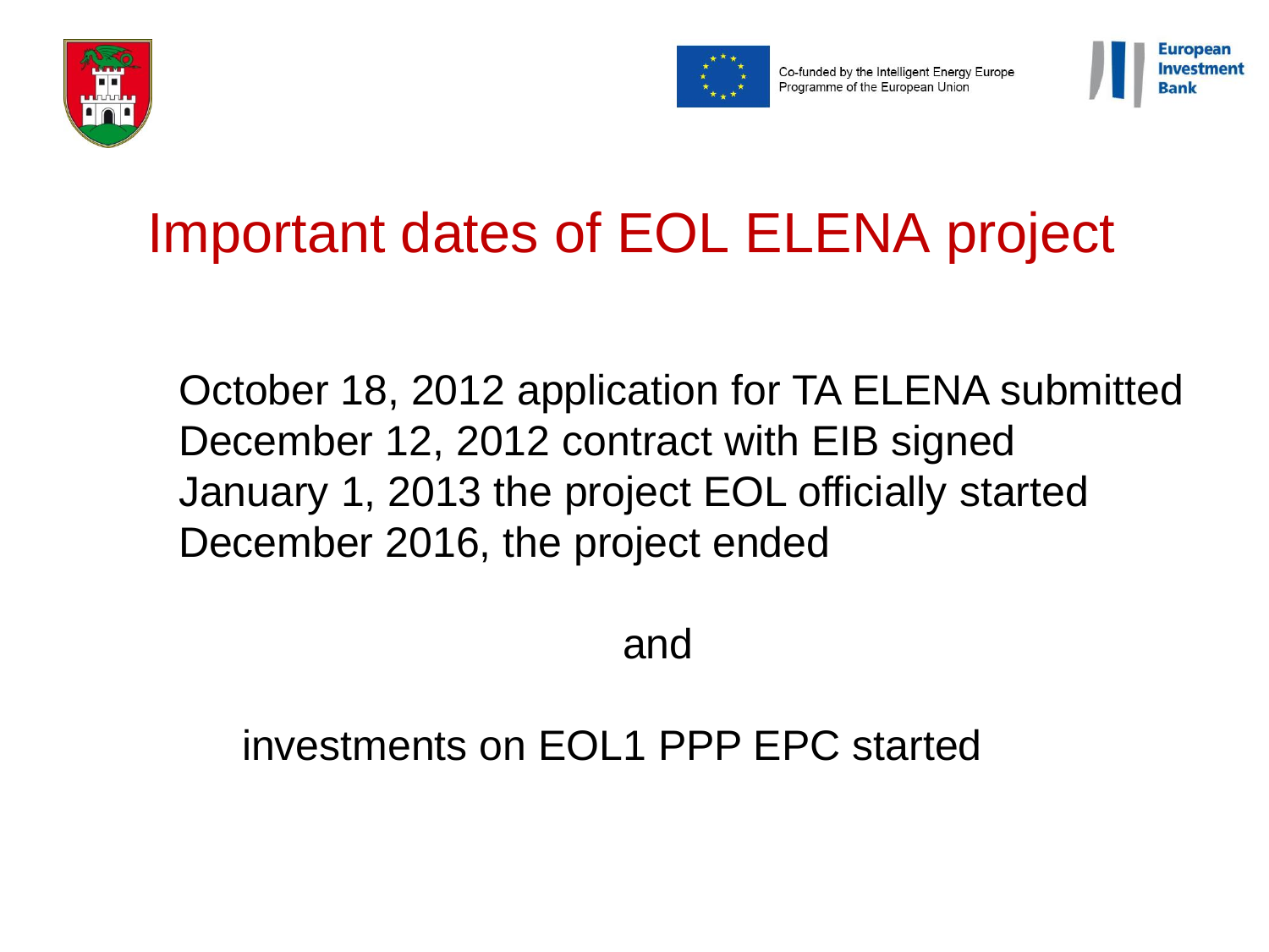# Important dates of EOL ELENA project

October 18, 2012 application for TA ELENA submitted
December 12, 2012 contract with EIB signed
January 1, 2013 the project EOL officially started
December 2016, the project ended

and

investments on EOL1 PPP EPC started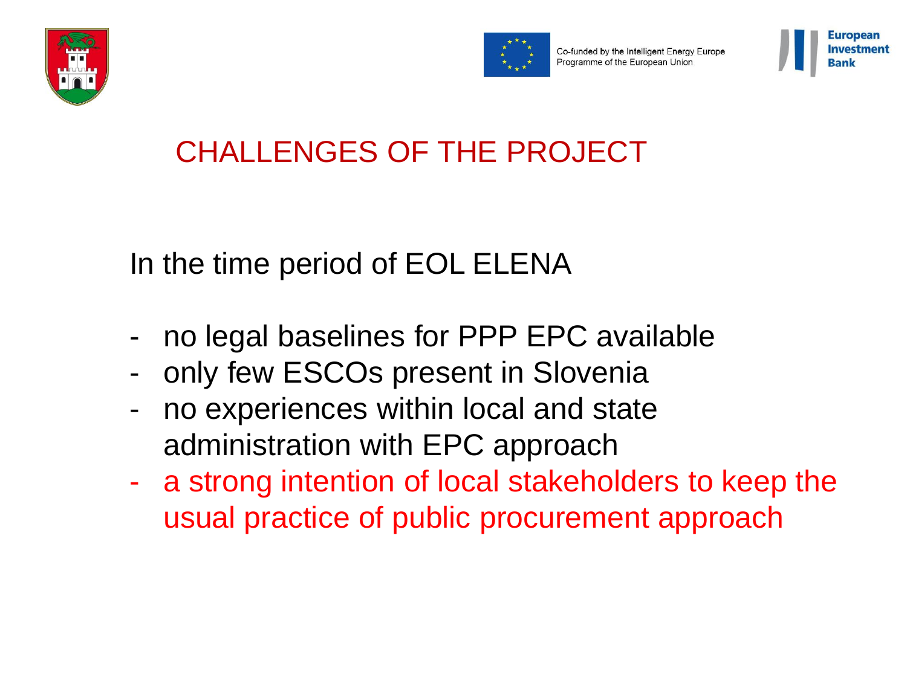# CHALLENGES OF THE PROJECT

In the time period of EOL ELENA

- no legal baselines for PPP EPC available
- only few ESCOs present in Slovenia
- no experiences within local and state administration with EPC approach
- a strong intention of local stakeholders to keep the usual practice of public procurement approach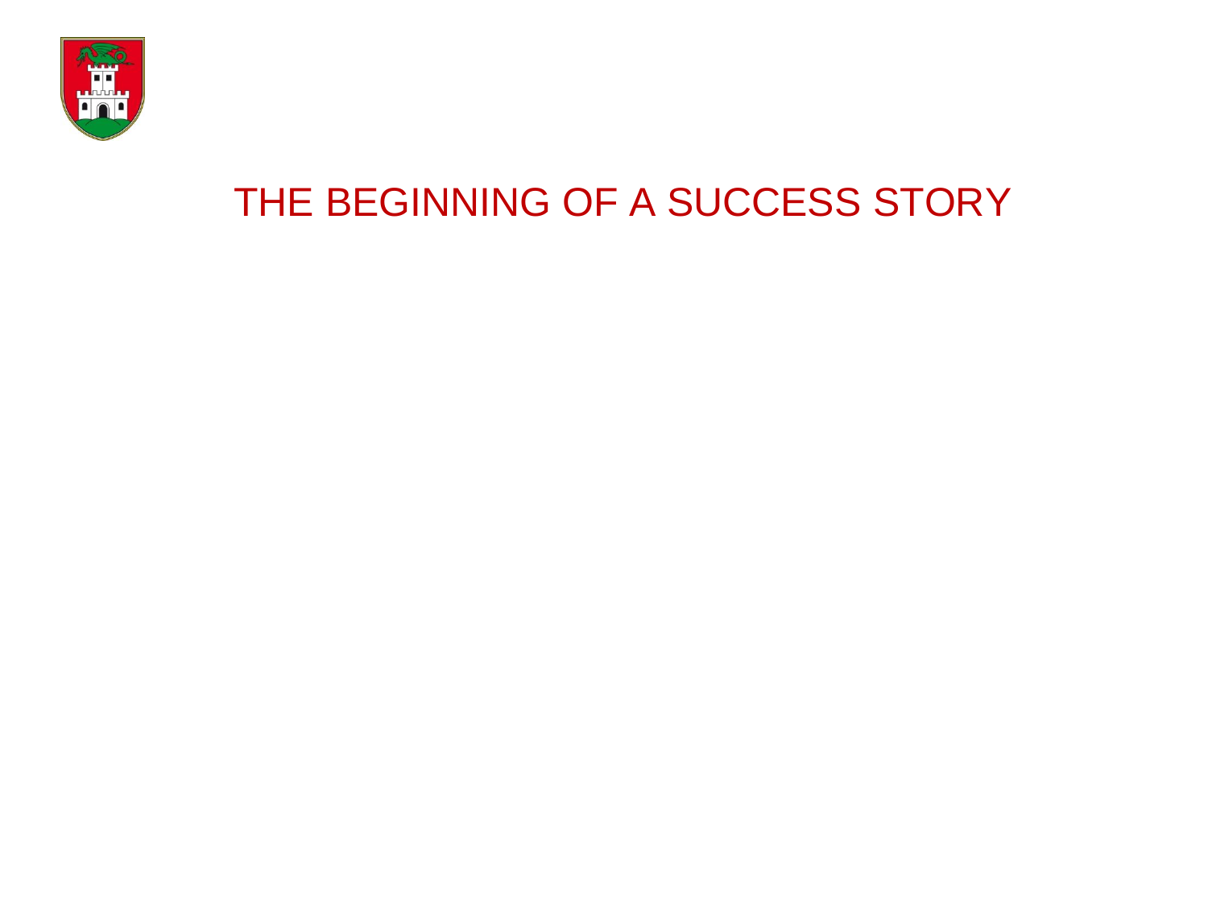# THE BEGINNING OF A SUCCESS STORY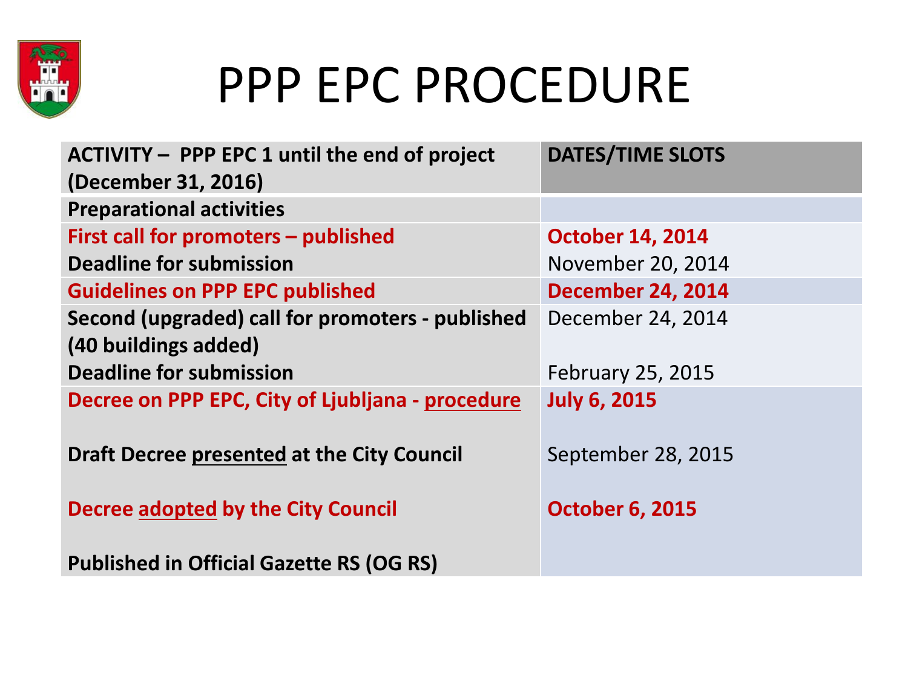# PPP EPC PROCEDURE

| ACTIVITY – PPP EPC 1 until the end of project (December 31, 2016) | DATES/TIME SLOTS |
|---|---|
| **Preparational activities** | |
| **First call for promoters – published** | **October 14, 2014** |
| **Deadline for submission** | November 20, 2014 |
| **Guidelines on PPP EPC published** | **December 24, 2014** |
| **Second (upgraded) call for promoters - published (40 buildings added)** | December 24, 2014 |
| **Deadline for submission** | February 25, 2015 |
| **Decree on PPP EPC, City of Ljubljana - procedure** | **July 6, 2015** |
| **Draft Decree presented at the City Council** | September 28, 2015 |
| **Decree adopted by the City Council** | **October 6, 2015** |
| **Published in Official Gazette RS (OG RS)** | |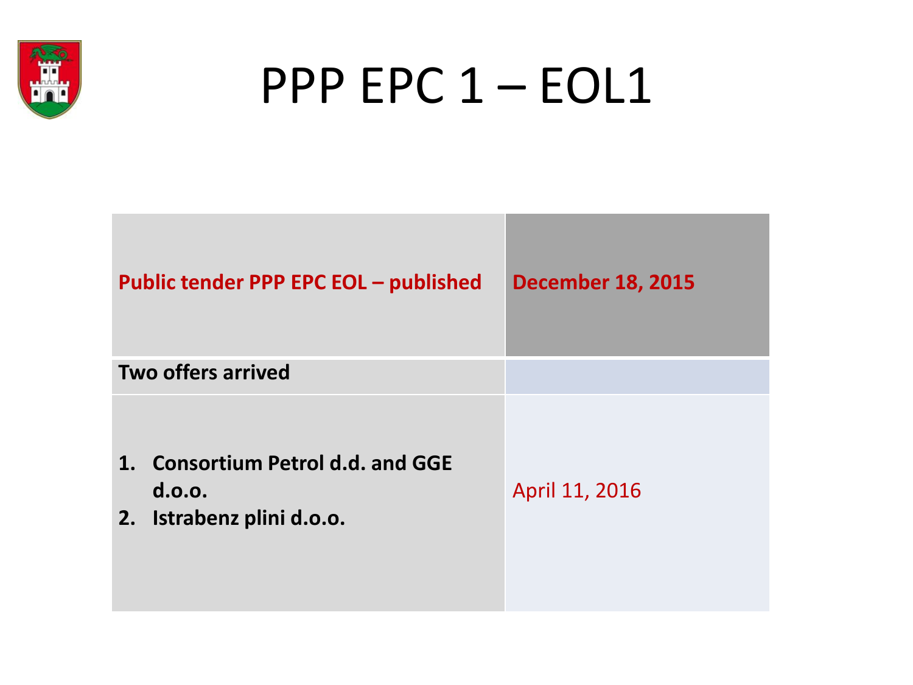# PPP EPC 1 – EOL1

| | |
|---|---|
| **Public tender PPP EPC EOL – published** | **December 18, 2015** |
| **Two offers arrived** | |
| **1. Consortium Petrol d.d. and GGE d.o.o.**<br>**2. Istrabenz plini d.o.o.** | April 11, 2016 |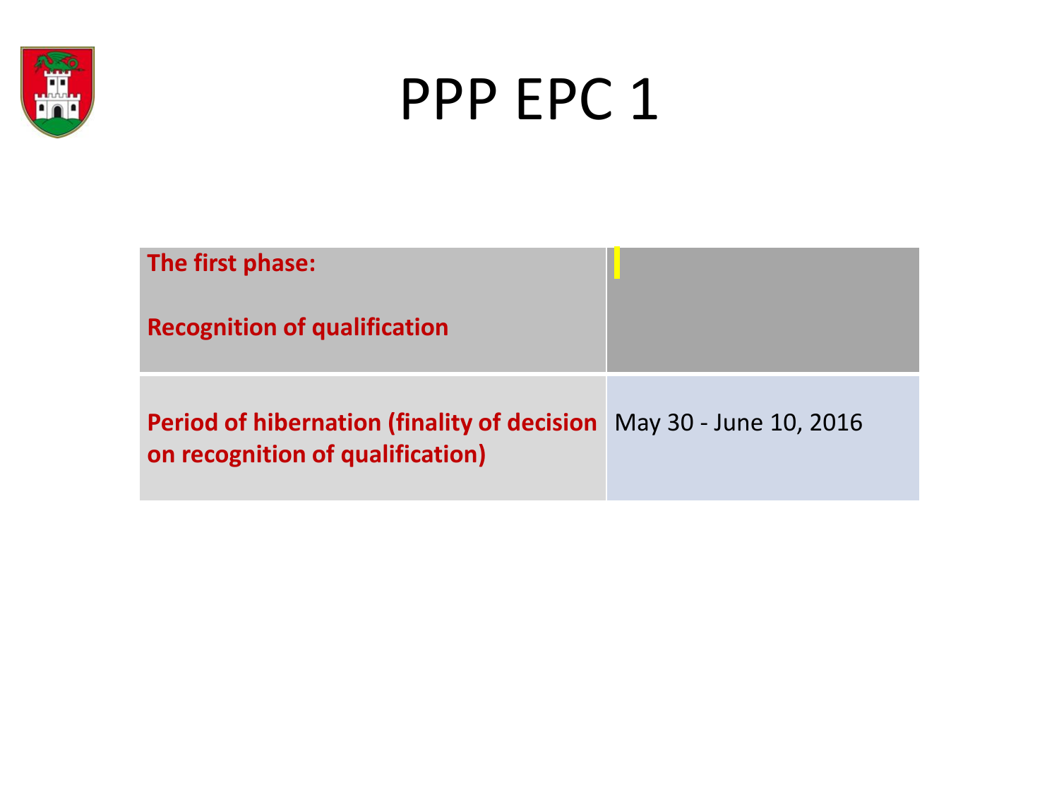# PPP EPC 1

| The first phase: Recognition of qualification | |
| --- | --- |
| Period of hibernation (finality of decision on recognition of qualification) | May 30 - June 10, 2016 |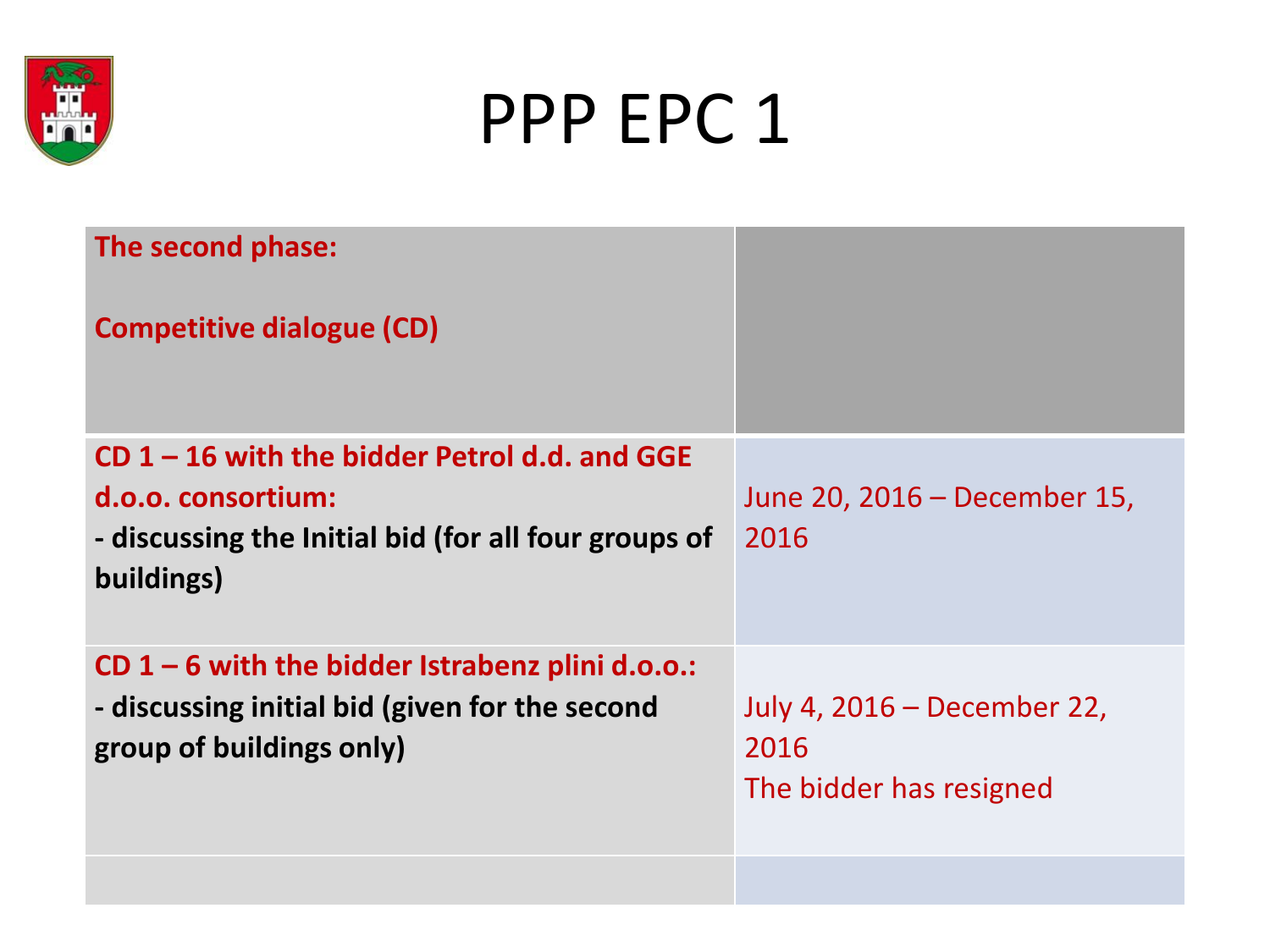# PPP EPC 1

| **The second phase:**<br><br>**Competitive dialogue (CD)** | |
|---|---|
| **CD 1 – 16 with the bidder Petrol d.d. and GGE d.o.o. consortium:**<br>**- discussing the Initial bid (for all four groups of buildings)** | June 20, 2016 – December 15, 2016 |
| **CD 1 – 6 with the bidder Istrabenz plini d.o.o.:**<br>**- discussing initial bid (given for the second group of buildings only)** | July 4, 2016 – December 22, 2016<br>The bidder has resigned |
| | |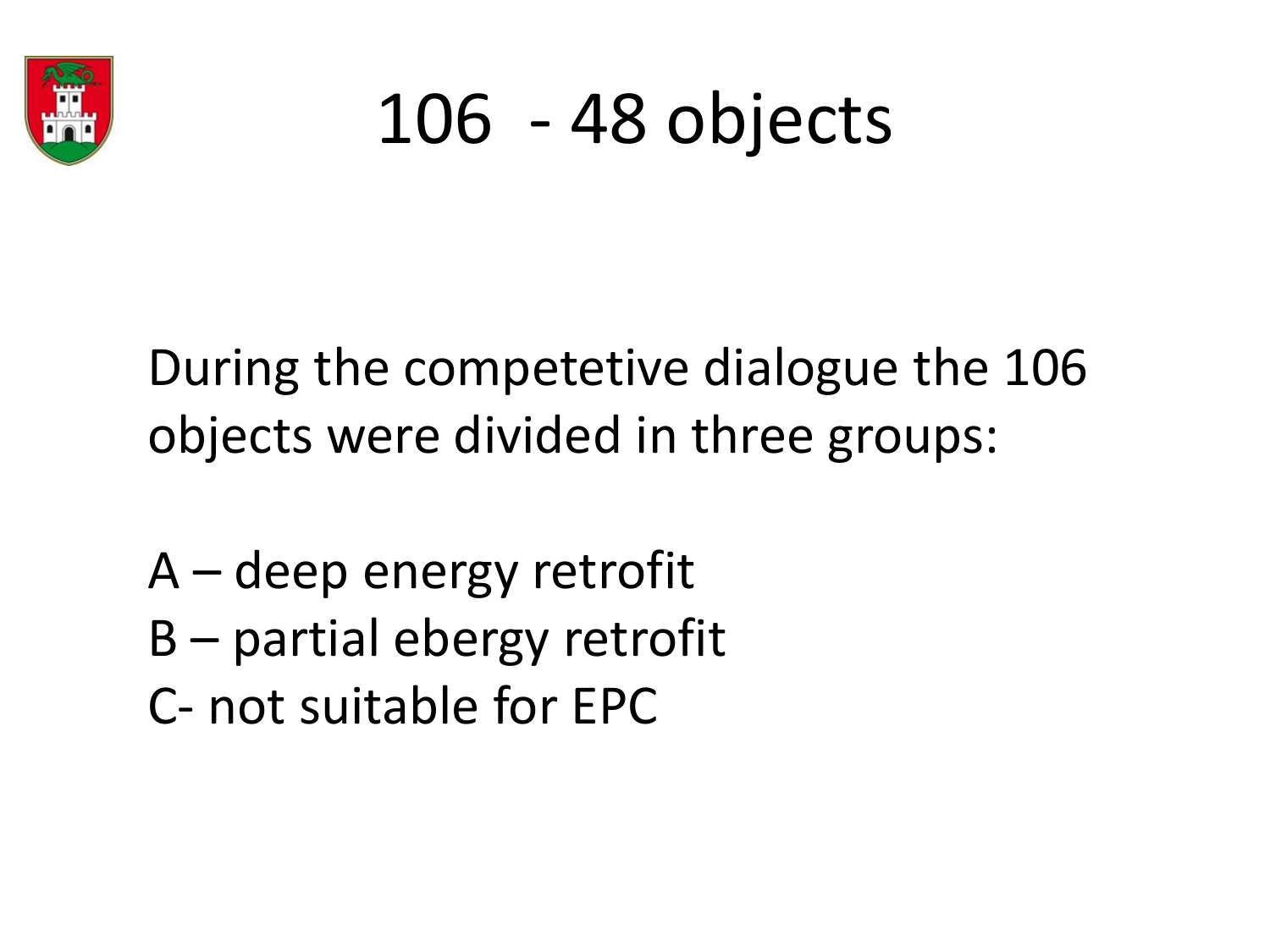# 106 - 48 objects

During the competetive dialogue the 106 objects were divided in three groups:

A – deep energy retrofit
B – partial ebergy retrofit
C- not suitable for EPC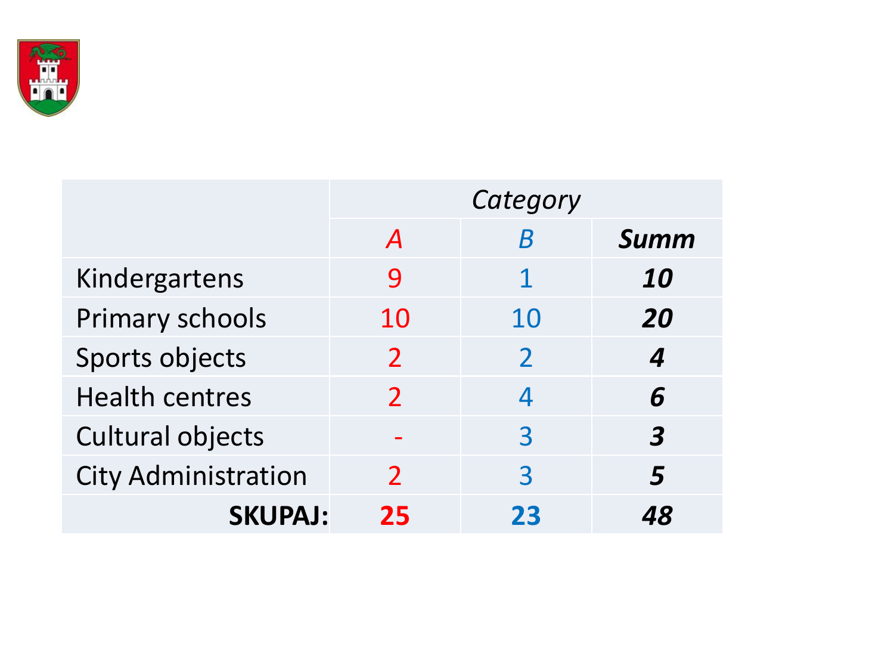| | *Category* | | |
|---|---|---|---|
| | *A* | *B* | ***Summ*** |
| Kindergartens | 9 | 1 | ***10*** |
| Primary schools | 10 | 10 | ***20*** |
| Sports objects | 2 | 2 | ***4*** |
| Health centres | 2 | 4 | ***6*** |
| Cultural objects | - | 3 | ***3*** |
| City Administration | 2 | 3 | ***5*** |
| **SKUPAJ:** | **25** | **23** | ***48*** |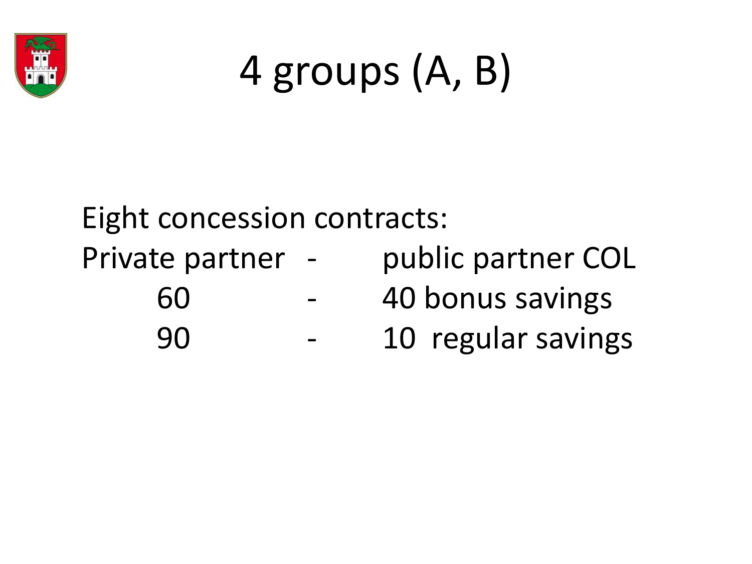# 4 groups (A, B)

Eight concession contracts:

| Private partner | - | public partner COL |
|---|---|---|
| 60 | - | 40 bonus savings |
| 90 | - | 10 regular savings |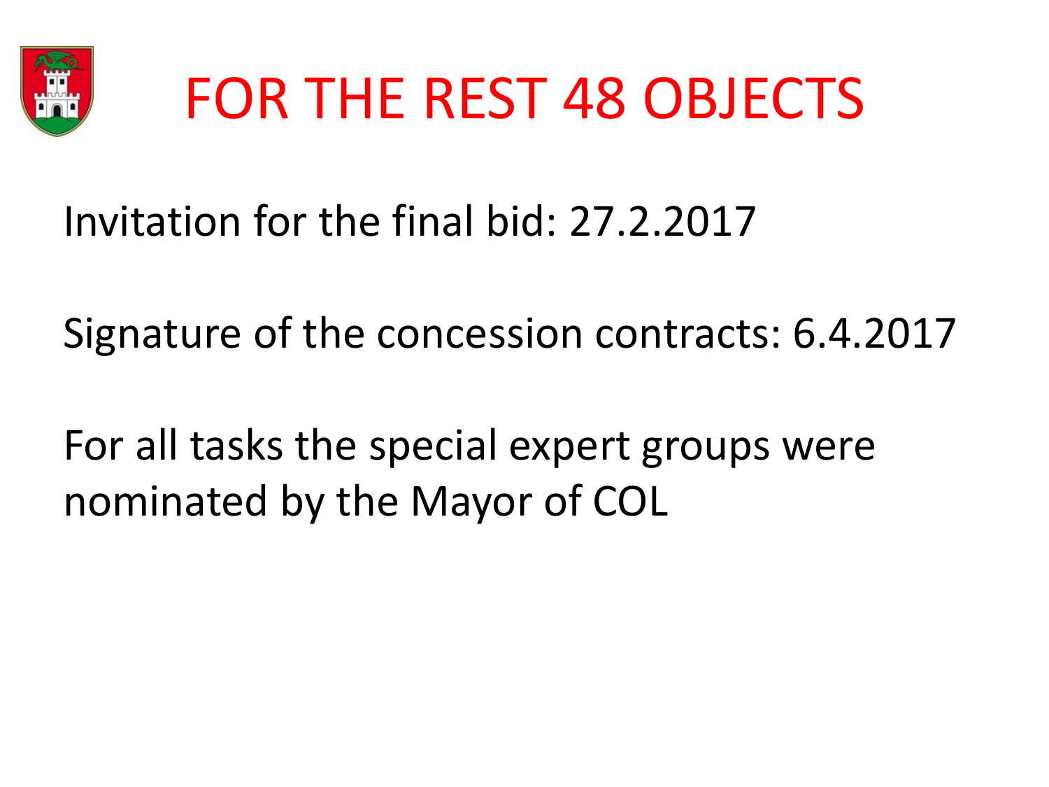# FOR THE REST 48 OBJECTS

Invitation for the final bid: 27.2.2017

Signature of the concession contracts: 6.4.2017

For all tasks the special expert groups were nominated by the Mayor of COL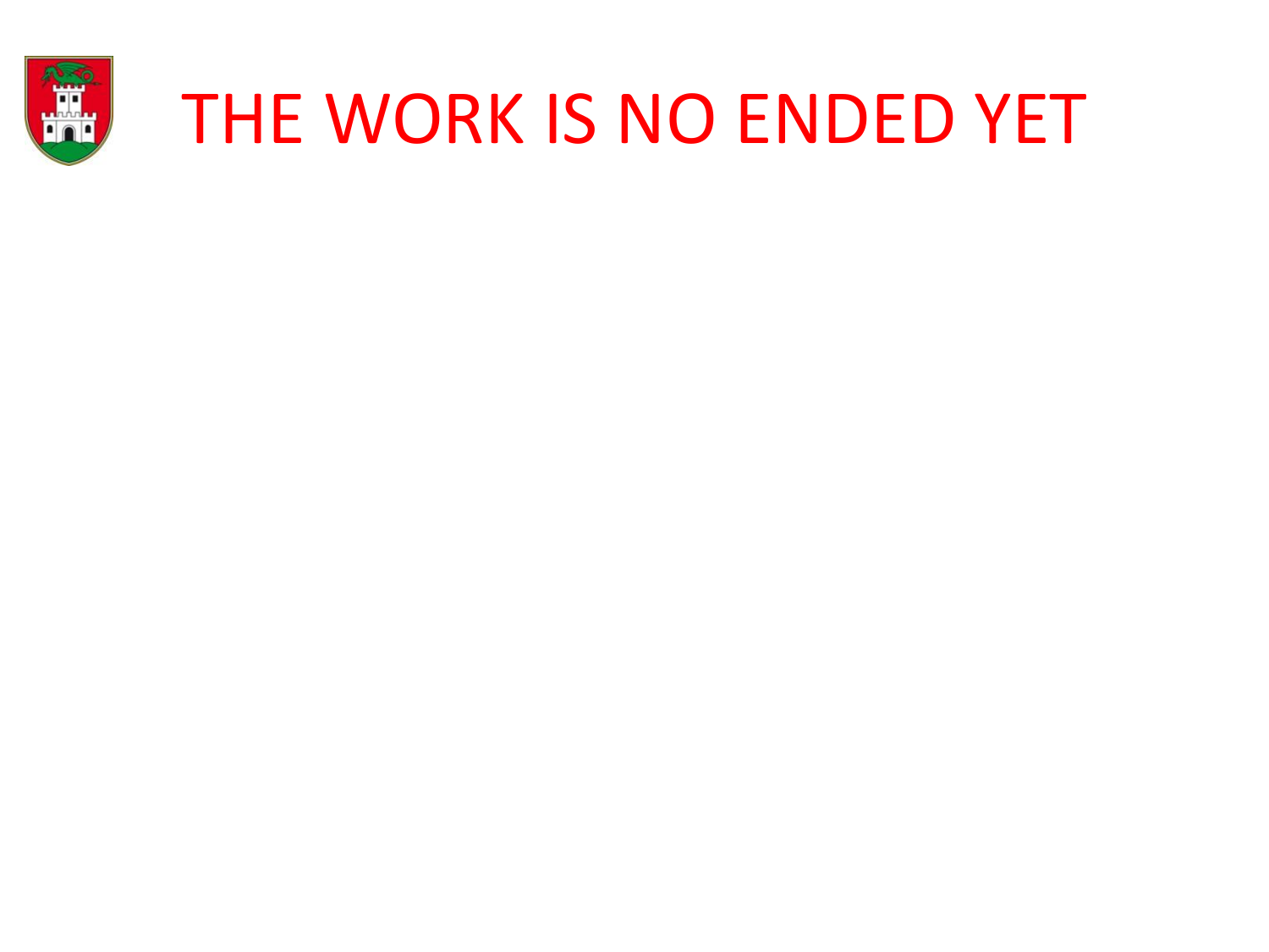# THE WORK IS NO ENDED YET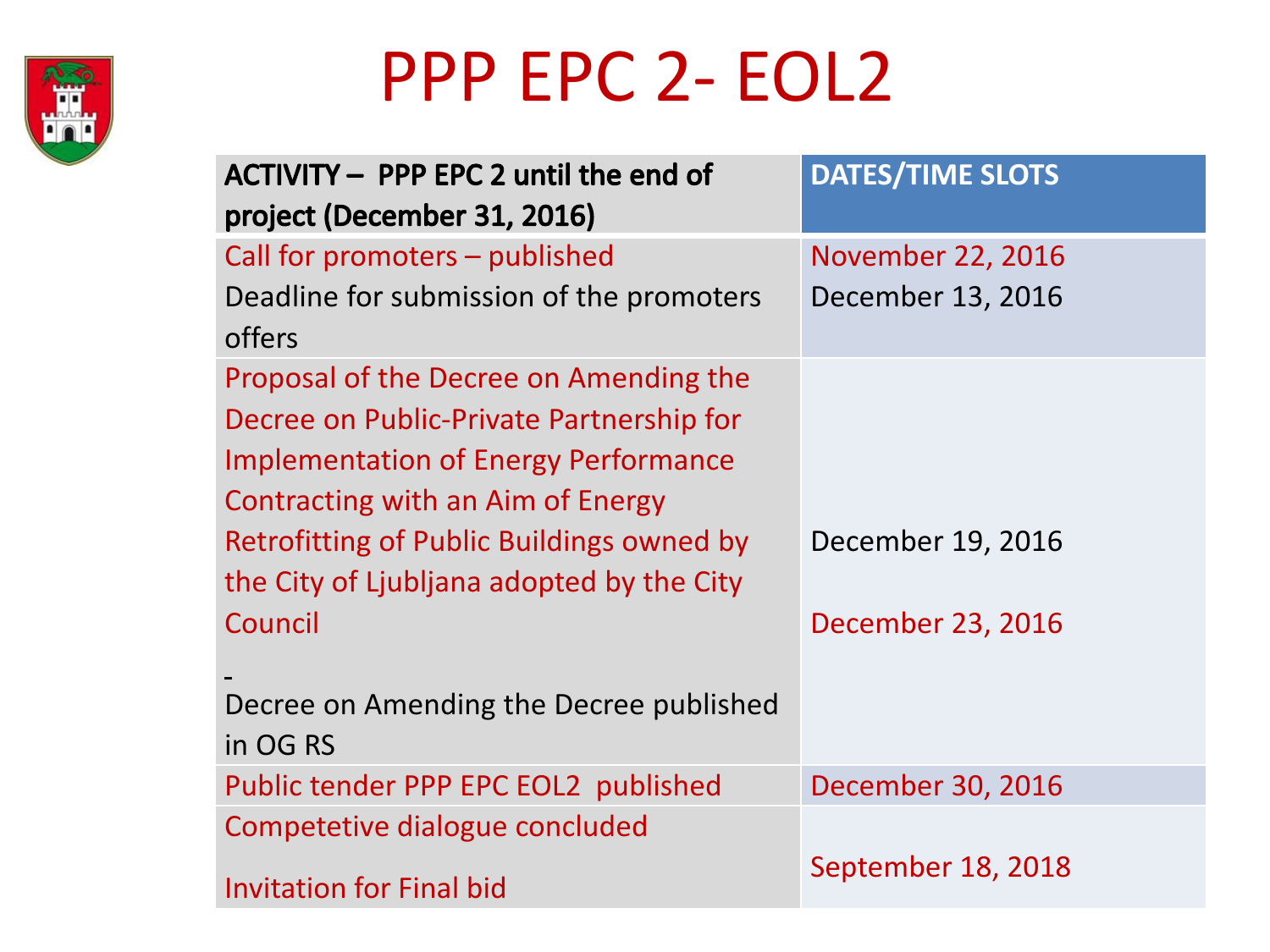# PPP EPC 2- EOL2

| ACTIVITY – PPP EPC 2 until the end of project (December 31, 2016) | DATES/TIME SLOTS |
|---|---|
| Call for promoters – published<br>Deadline for submission of the promoters offers | November 22, 2016<br>December 13, 2016 |
| Proposal of the Decree on Amending the Decree on Public-Private Partnership for Implementation of Energy Performance Contracting with an Aim of Energy Retrofitting of Public Buildings owned by the City of Ljubljana adopted by the City Council<br>-<br>Decree on Amending the Decree published in OG RS | December 19, 2016<br>December 23, 2016 |
| Public tender PPP EPC EOL2 published | December 30, 2016 |
| Competetive dialogue concluded<br>Invitation for Final bid | September 18, 2018 |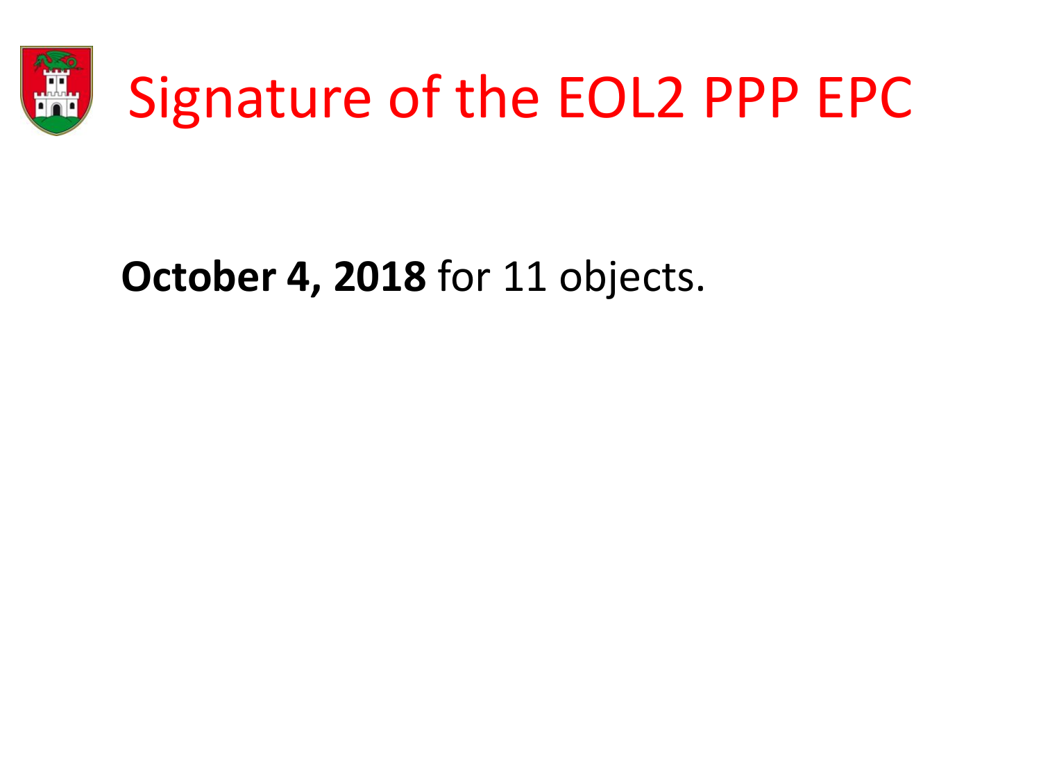# Signature of the EOL2 PPP EPC

**October 4, 2018** for 11 objects.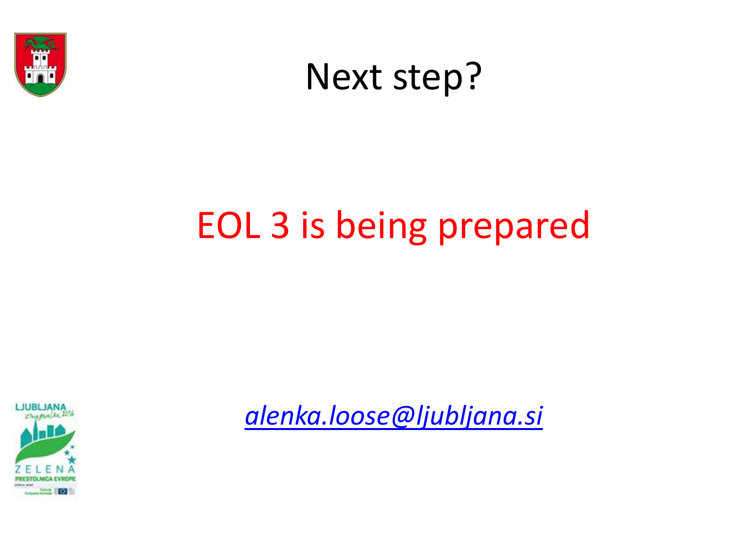# Next step?

EOL 3 is being prepared

*alenka.loose@ljubljana.si*